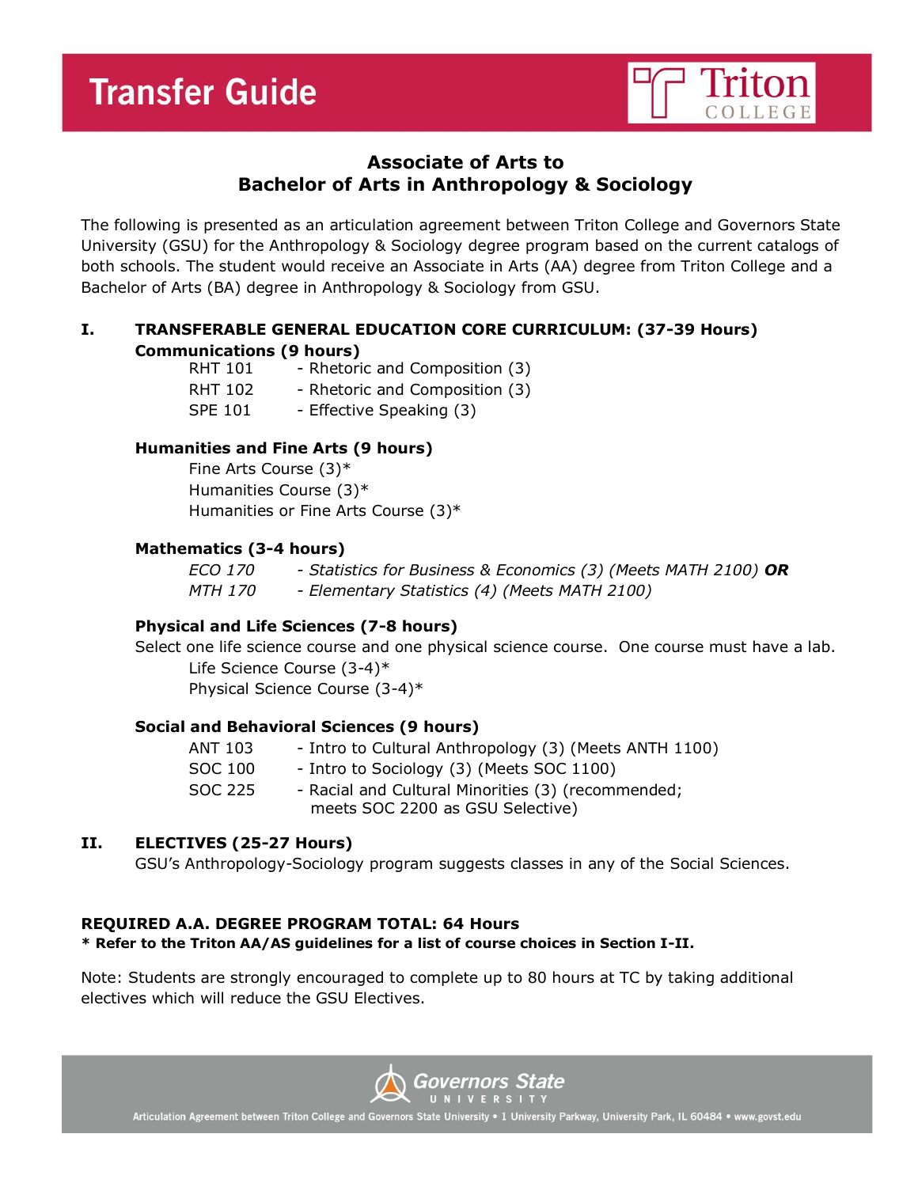# Transfer Guide

Triton COLLEGE

## Associate of Arts to Bachelor of Arts in Anthropology & Sociology

The following is presented as an articulation agreement between Triton College and Governors State University (GSU) for the Anthropology & Sociology degree program based on the current catalogs of both schools. The student would receive an Associate in Arts (AA) degree from Triton College and a Bachelor of Arts (BA) degree in Anthropology & Sociology from GSU.

### I. TRANSFERABLE GENERAL EDUCATION CORE CURRICULUM: (37-39 Hours)

**Communications (9 hours)**

RHT 101 - Rhetoric and Composition (3)
RHT 102 - Rhetoric and Composition (3)
SPE 101 - Effective Speaking (3)

**Humanities and Fine Arts (9 hours)**

Fine Arts Course (3)*
Humanities Course (3)*
Humanities or Fine Arts Course (3)*

**Mathematics (3-4 hours)**

*ECO 170 - Statistics for Business & Economics (3) (Meets MATH 2100)* ***OR***
*MTH 170 - Elementary Statistics (4) (Meets MATH 2100)*

**Physical and Life Sciences (7-8 hours)**

Select one life science course and one physical science course. One course must have a lab.

Life Science Course (3-4)*
Physical Science Course (3-4)*

**Social and Behavioral Sciences (9 hours)**

ANT 103 - Intro to Cultural Anthropology (3) (Meets ANTH 1100)
SOC 100 - Intro to Sociology (3) (Meets SOC 1100)
SOC 225 - Racial and Cultural Minorities (3) (recommended; meets SOC 2200 as GSU Selective)

### II. ELECTIVES (25-27 Hours)

GSU's Anthropology-Sociology program suggests classes in any of the Social Sciences.

**REQUIRED A.A. DEGREE PROGRAM TOTAL: 64 Hours**

**\* Refer to the Triton AA/AS guidelines for a list of course choices in Section I-II.**

Note: Students are strongly encouraged to complete up to 80 hours at TC by taking additional electives which will reduce the GSU Electives.

Governors State UNIVERSITY

Articulation Agreement between Triton College and Governors State University • 1 University Parkway, University Park, IL 60484 • www.govst.edu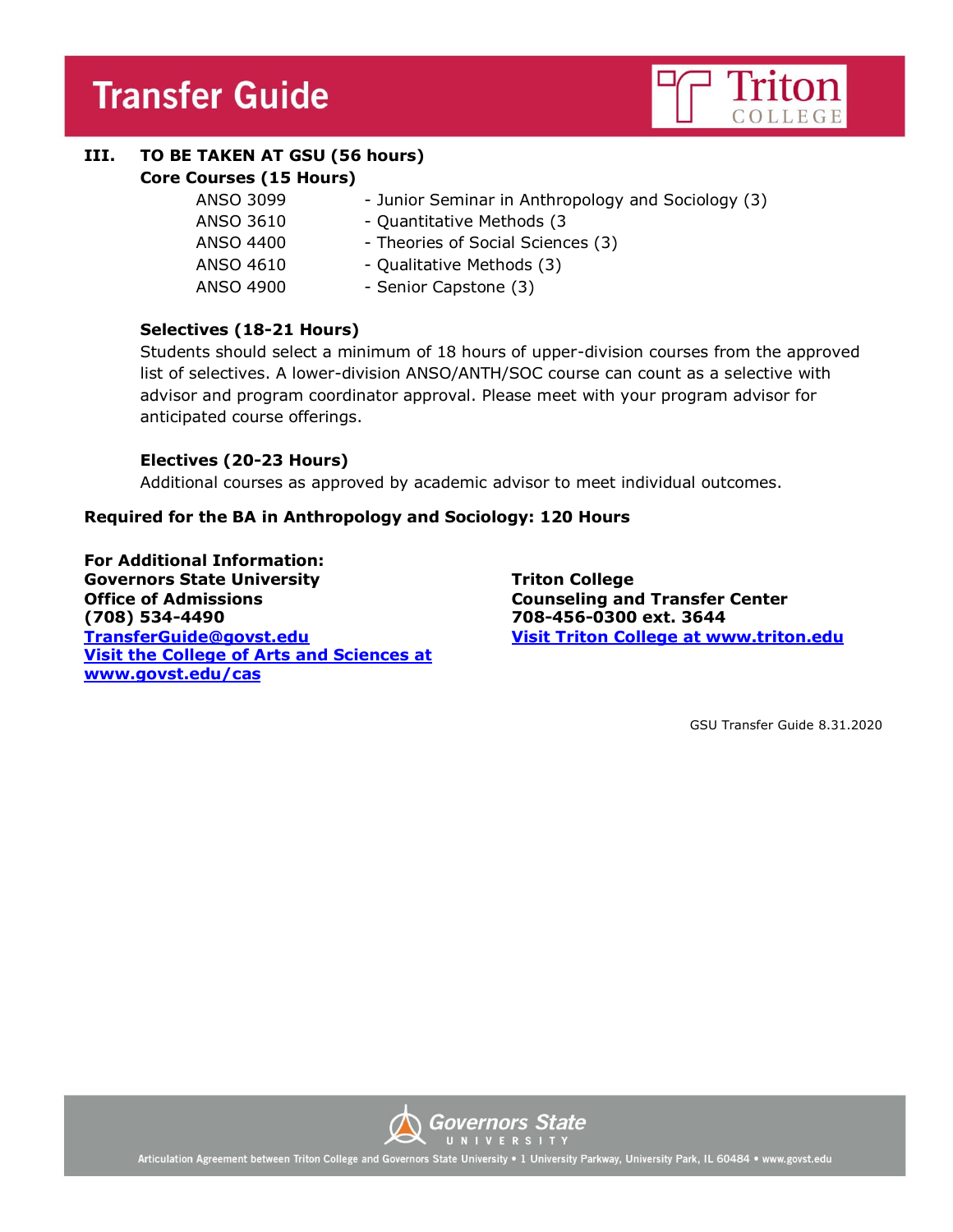## III. TO BE TAKEN AT GSU (56 hours)

### Core Courses (15 Hours)

| | |
|---|---|
| ANSO 3099 | - Junior Seminar in Anthropology and Sociology (3) |
| ANSO 3610 | - Quantitative Methods (3 |
| ANSO 4400 | - Theories of Social Sciences (3) |
| ANSO 4610 | - Qualitative Methods (3) |
| ANSO 4900 | - Senior Capstone (3) |

### Selectives (18-21 Hours)

Students should select a minimum of 18 hours of upper-division courses from the approved list of selectives. A lower-division ANSO/ANTH/SOC course can count as a selective with advisor and program coordinator approval. Please meet with your program advisor for anticipated course offerings.

### Electives (20-23 Hours)

Additional courses as approved by academic advisor to meet individual outcomes.

**Required for the BA in Anthropology and Sociology: 120 Hours**

**For Additional Information:**
**Governors State University**
**Office of Admissions**
**(708) 534-4490**
**TransferGuide@govst.edu**
**Visit the College of Arts and Sciences at www.govst.edu/cas**

**Triton College**
**Counseling and Transfer Center**
**708-456-0300 ext. 3644**
**Visit Triton College at www.triton.edu**

GSU Transfer Guide 8.31.2020